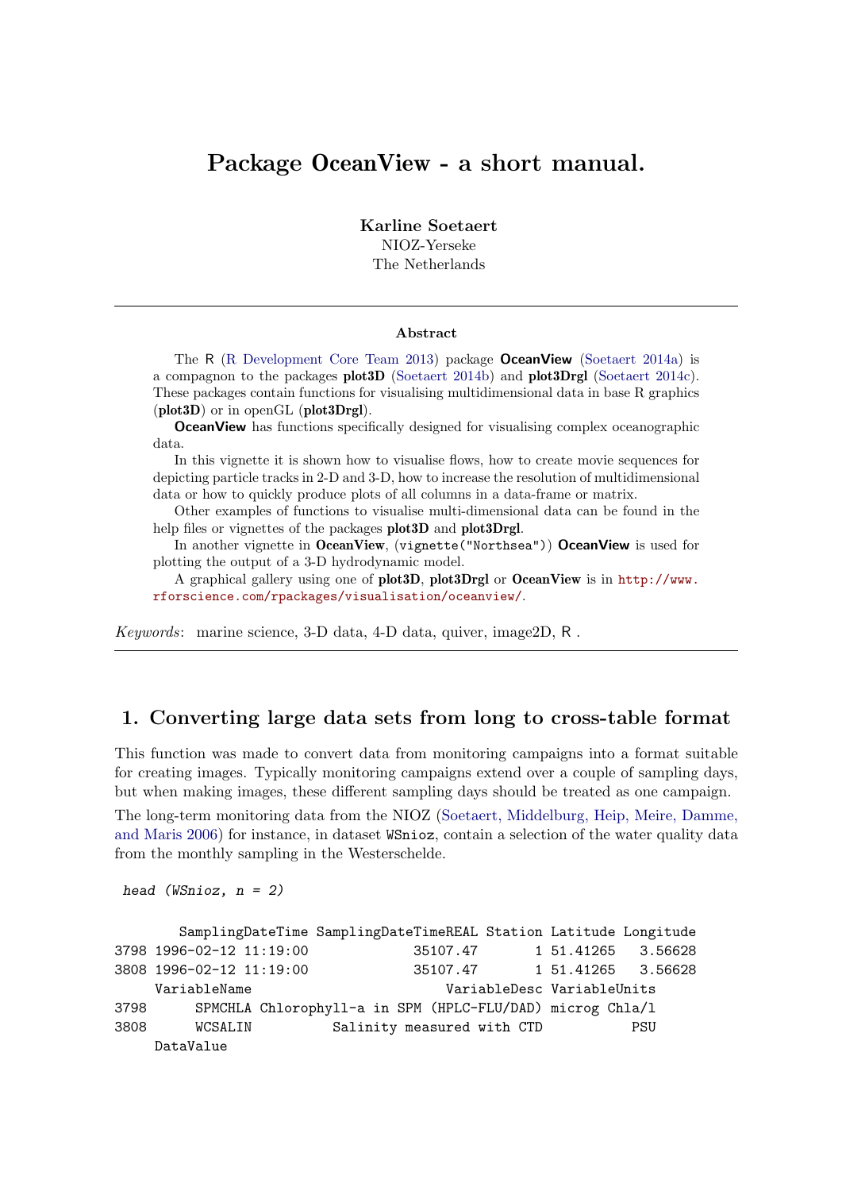# Package OceanView - a short manual.

**Karline Soetaert**
NIOZ-Yerseke
The Netherlands

---

**Abstract**

The R (R Development Core Team 2013) package **OceanView** (Soetaert 2014a) is a compagnon to the packages **plot3D** (Soetaert 2014b) and **plot3Drgl** (Soetaert 2014c). These packages contain functions for visualising multidimensional data in base R graphics (**plot3D**) or in openGL (**plot3Drgl**).

**OceanView** has functions specifically designed for visualising complex oceanographic data.

In this vignette it is shown how to visualise flows, how to create movie sequences for depicting particle tracks in 2-D and 3-D, how to increase the resolution of multidimensional data or how to quickly produce plots of all columns in a data-frame or matrix.

Other examples of functions to visualise multi-dimensional data can be found in the help files or vignettes of the packages **plot3D** and **plot3Drgl**.

In another vignette in **OceanView**, (`vignette("Northsea")`) **OceanView** is used for plotting the output of a 3-D hydrodynamic model.

A graphical gallery using one of **plot3D**, **plot3Drgl** or **OceanView** is in http://www.rforscience.com/rpackages/visualisation/oceanview/.

*Keywords*: marine science, 3-D data, 4-D data, quiver, image2D, R .

---

## 1. Converting large data sets from long to cross-table format

This function was made to convert data from monitoring campaigns into a format suitable for creating images. Typically monitoring campaigns extend over a couple of sampling days, but when making images, these different sampling days should be treated as one campaign.

The long-term monitoring data from the NIOZ (Soetaert, Middelburg, Heip, Meire, Damme, and Maris 2006) for instance, in dataset `WSnioz`, contain a selection of the water quality data from the monthly sampling in the Westerschelde.

```
head (WSnioz, n = 2)
```

```
        SamplingDateTime SamplingDateTimeREAL Station Latitude Longitude
3798 1996-02-12 11:19:00             35107.47       1 51.41265   3.56628
3808 1996-02-12 11:19:00             35107.47       1 51.41265   3.56628
     VariableName                          VariableDesc VariableUnits
3798      SPMCHLA Chlorophyll-a in SPM (HPLC-FLU/DAD) microg Chla/l
3808      WCSALIN          Salinity measured with CTD           PSU
     DataValue
```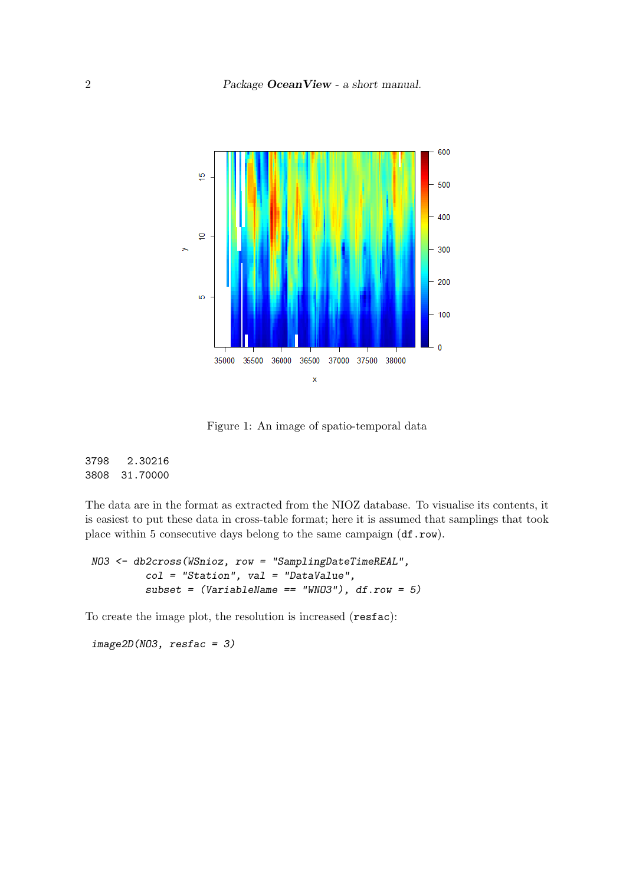Figure 1: An image of spatio-temporal data

```
3798   2.30216
3808  31.70000
```

The data are in the format as extracted from the NIOZ database. To visualise its contents, it is easiest to put these data in cross-table format; here it is assumed that samplings that took place within 5 consecutive days belong to the same campaign (`df.row`).

```
NO3 <- db2cross(WSnioz, row = "SamplingDateTimeREAL",
         col = "Station", val = "DataValue",
         subset = (VariableName == "WNO3"), df.row = 5)
```

To create the image plot, the resolution is increased (`resfac`):

```
image2D(NO3, resfac = 3)
```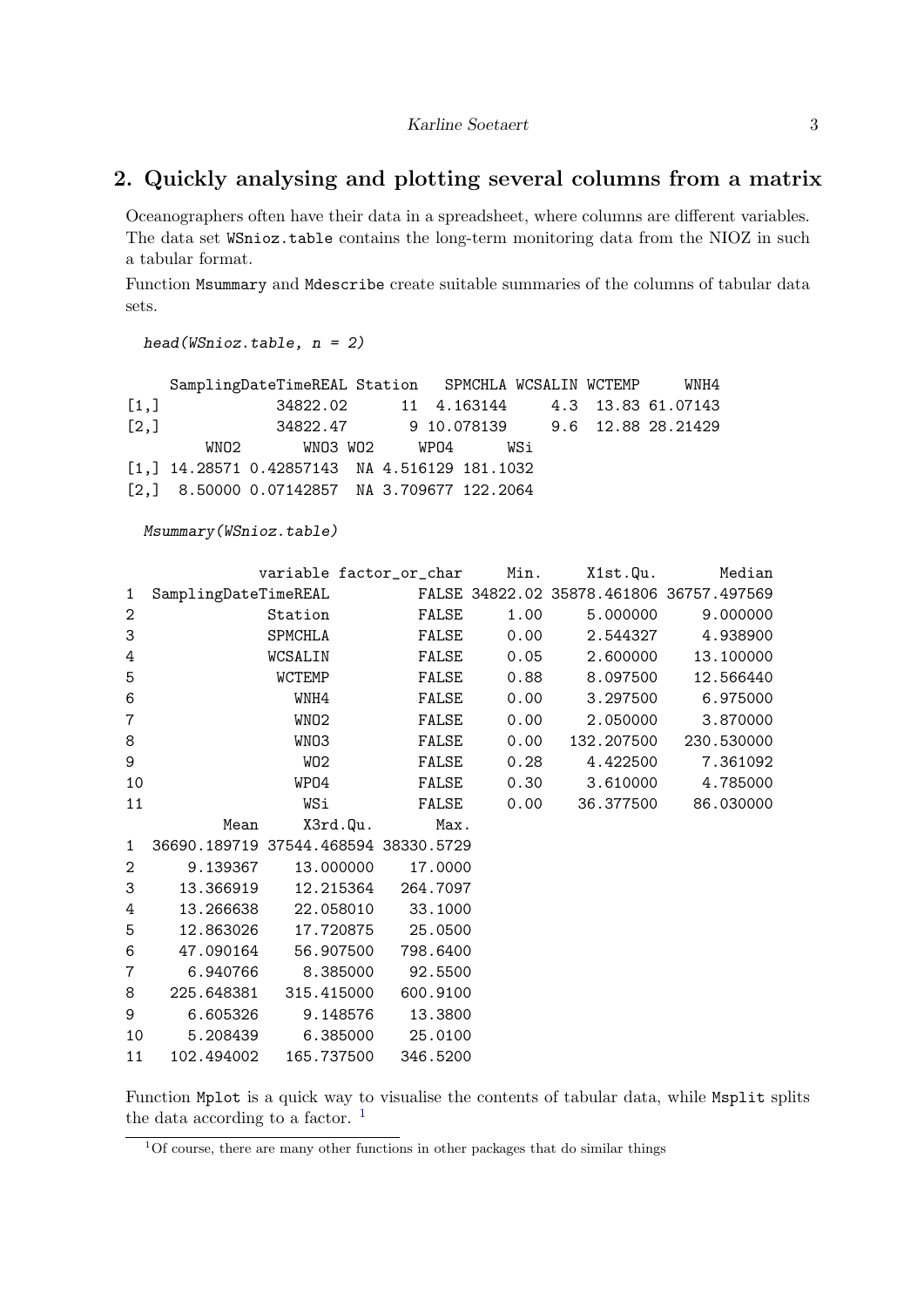## 2. Quickly analysing and plotting several columns from a matrix

Oceanographers often have their data in a spreadsheet, where columns are different variables. The data set `WSnioz.table` contains the long-term monitoring data from the NIOZ in such a tabular format.

Function `Msummary` and `Mdescribe` create suitable summaries of the columns of tabular data sets.

```
head(WSnioz.table, n = 2)
```

```
     SamplingDateTimeREAL Station   SPMCHLA WCSALIN WCTEMP     WNH4
[1,]             34822.02      11  4.163144     4.3  13.83 61.07143
[2,]             34822.47       9 10.078139     9.6  12.88 28.21429
         WNO2       WNO3 WO2     WPO4      WSi
[1,] 14.28571 0.42857143  NA 4.516129 181.1032
[2,]  8.50000 0.07142857  NA 3.709677 122.2064
```

```
Msummary(WSnioz.table)
```

```
              variable factor_or_char     Min.     X1st.Qu.       Median
1  SamplingDateTimeREAL          FALSE 34822.02 35878.461806 36757.497569
2              Station          FALSE     1.00     5.000000     9.000000
3              SPMCHLA          FALSE     0.00     2.544327     4.938900
4              WCSALIN          FALSE     0.05     2.600000    13.100000
5               WCTEMP          FALSE     0.88     8.097500    12.566440
6                 WNH4          FALSE     0.00     3.297500     6.975000
7                 WNO2          FALSE     0.00     2.050000     3.870000
8                 WNO3          FALSE     0.00   132.207500   230.530000
9                  WO2          FALSE     0.28     4.422500     7.361092
10                WPO4          FALSE     0.30     3.610000     4.785000
11                 WSi          FALSE     0.00    36.377500    86.030000
          Mean     X3rd.Qu.       Max.
1  36690.189719 37544.468594 38330.5729
2      9.139367    13.000000    17.0000
3     13.366919    12.215364   264.7097
4     13.266638    22.058010    33.1000
5     12.863026    17.720875    25.0500
6     47.090164    56.907500   798.6400
7      6.940766     8.385000    92.5500
8    225.648381   315.415000   600.9100
9      6.605326     9.148576    13.3800
10     5.208439     6.385000    25.0100
11   102.494002   165.737500   346.5200
```

Function `Mplot` is a quick way to visualise the contents of tabular data, while `Msplit` splits the data according to a factor. [1]

[1] Of course, there are many other functions in other packages that do similar things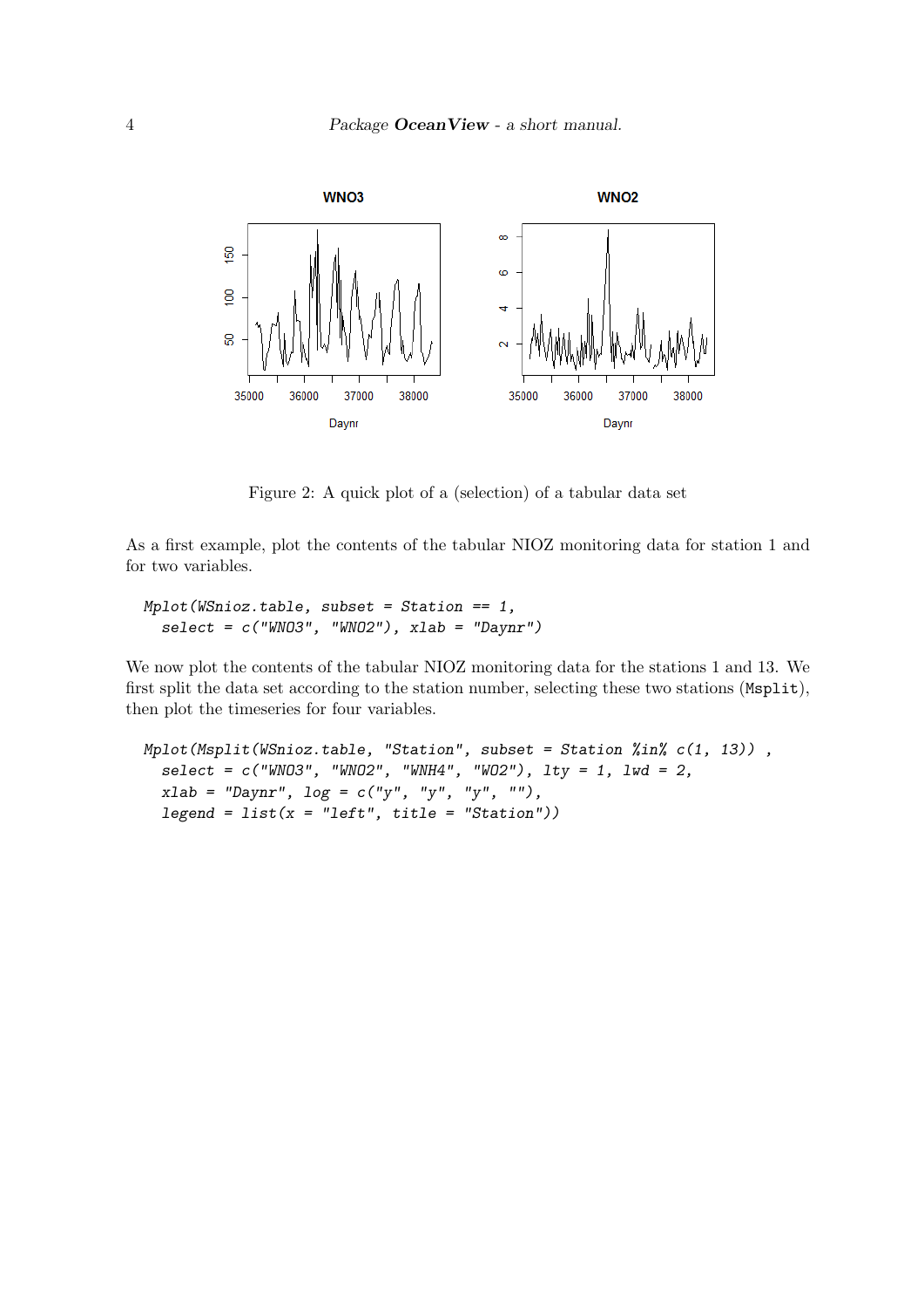Figure 2: A quick plot of a (selection) of a tabular data set

As a first example, plot the contents of the tabular NIOZ monitoring data for station 1 and for two variables.

```
Mplot(WSnioz.table, subset = Station == 1,
  select = c("WNO3", "WNO2"), xlab = "Daynr")
```

We now plot the contents of the tabular NIOZ monitoring data for the stations 1 and 13. We first split the data set according to the station number, selecting these two stations (`Msplit`), then plot the timeseries for four variables.

```
Mplot(Msplit(WSnioz.table, "Station", subset = Station %in% c(1, 13)) ,
  select = c("WNO3", "WNO2", "WNH4", "WO2"), lty = 1, lwd = 2,
  xlab = "Daynr", log = c("y", "y", "y", ""),
  legend = list(x = "left", title = "Station"))
```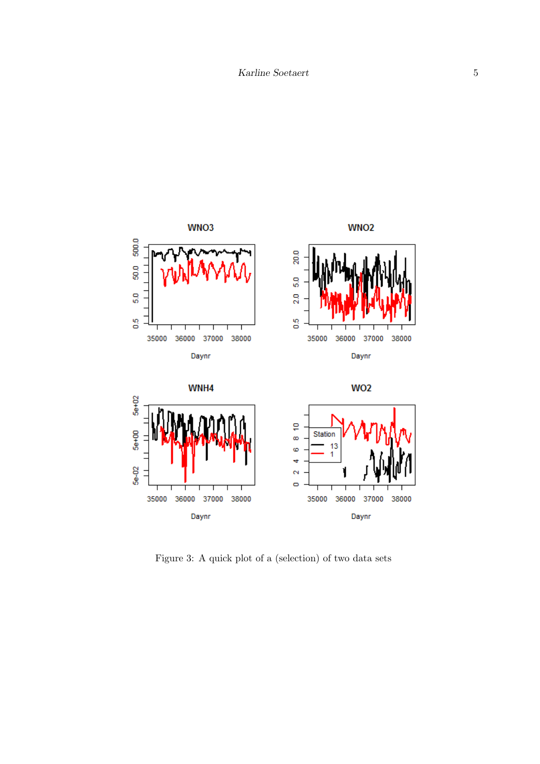Figure 3: A quick plot of a (selection) of two data sets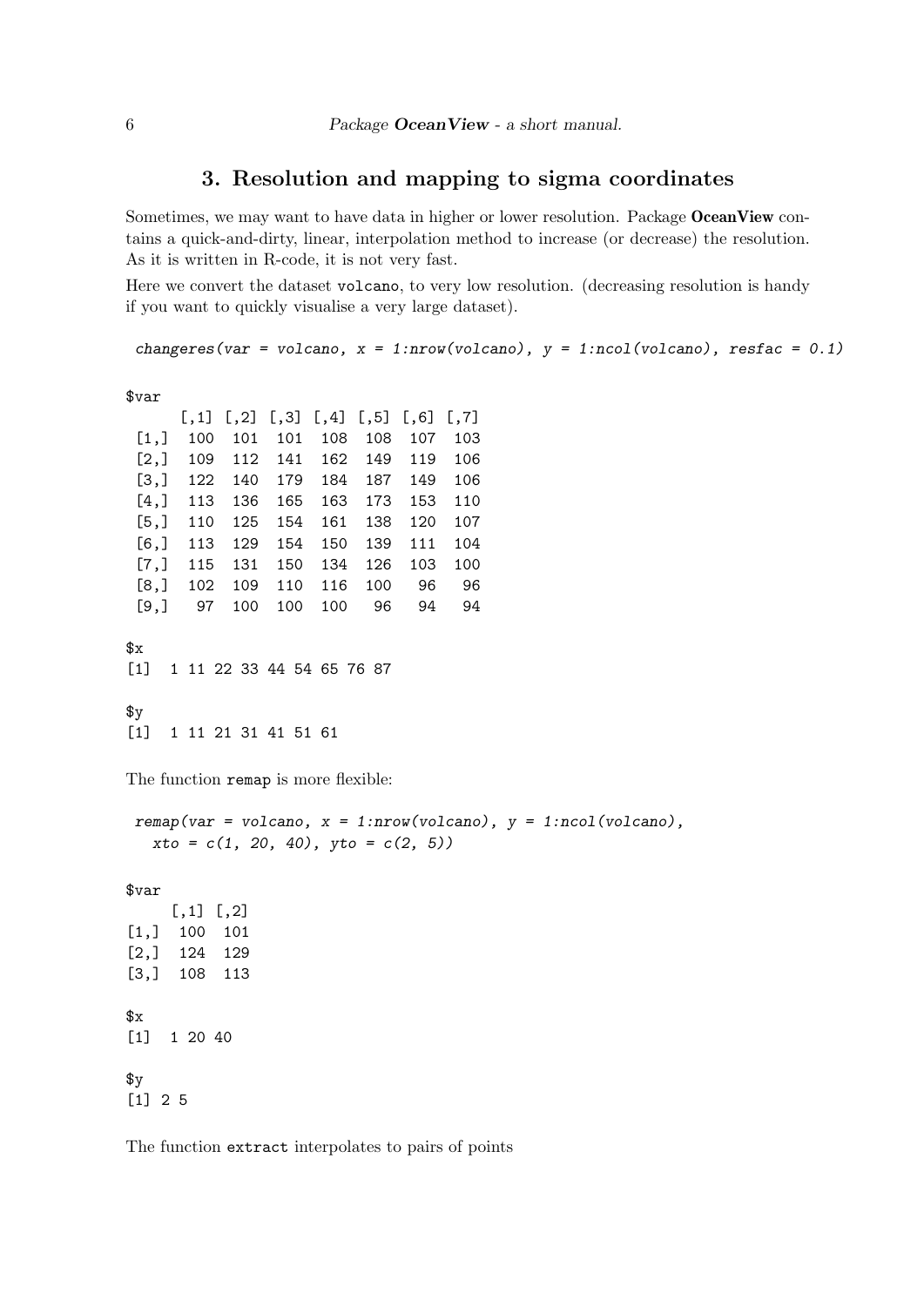## 3. Resolution and mapping to sigma coordinates

Sometimes, we may want to have data in higher or lower resolution. Package **OceanView** contains a quick-and-dirty, linear, interpolation method to increase (or decrease) the resolution. As it is written in R-code, it is not very fast.

Here we convert the dataset `volcano`, to very low resolution. (decreasing resolution is handy if you want to quickly visualise a very large dataset).

```
changeres(var = volcano, x = 1:nrow(volcano), y = 1:ncol(volcano), resfac = 0.1)
```

```
$var
      [,1] [,2] [,3] [,4] [,5] [,6] [,7]
 [1,]  100  101  101  108  108  107  103
 [2,]  109  112  141  162  149  119  106
 [3,]  122  140  179  184  187  149  106
 [4,]  113  136  165  163  173  153  110
 [5,]  110  125  154  161  138  120  107
 [6,]  113  129  154  150  139  111  104
 [7,]  115  131  150  134  126  103  100
 [8,]  102  109  110  116  100   96   96
 [9,]   97  100  100  100   96   94   94

$x
[1]  1 11 22 33 44 54 65 76 87

$y
[1]  1 11 21 31 41 51 61
```

The function `remap` is more flexible:

```
remap(var = volcano, x = 1:nrow(volcano), y = 1:ncol(volcano),
  xto = c(1, 20, 40), yto = c(2, 5))
```

```
$var
     [,1] [,2]
[1,]  100  101
[2,]  124  129
[3,]  108  113

$x
[1]  1 20 40

$y
[1] 2 5
```

The function `extract` interpolates to pairs of points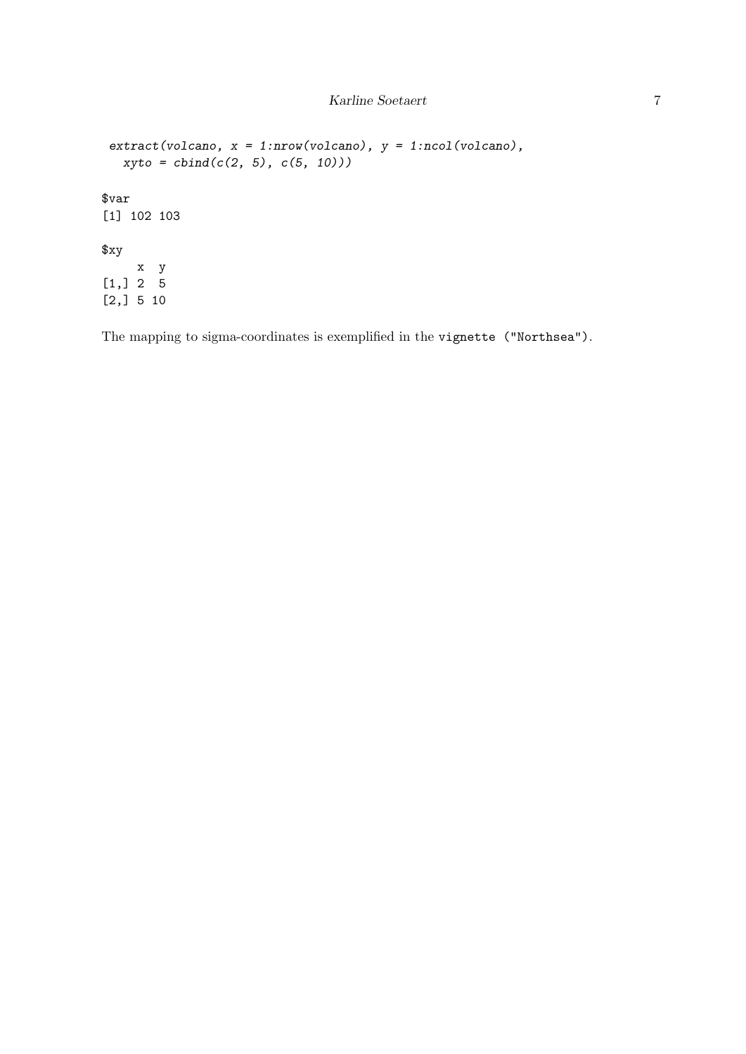```
extract(volcano, x = 1:nrow(volcano), y = 1:ncol(volcano),
   xyto = cbind(c(2, 5), c(5, 10)))
```

```
$var
[1] 102 103

$xy
     x  y
[1,] 2  5
[2,] 5 10
```

The mapping to sigma-coordinates is exemplified in the `vignette ("Northsea")`.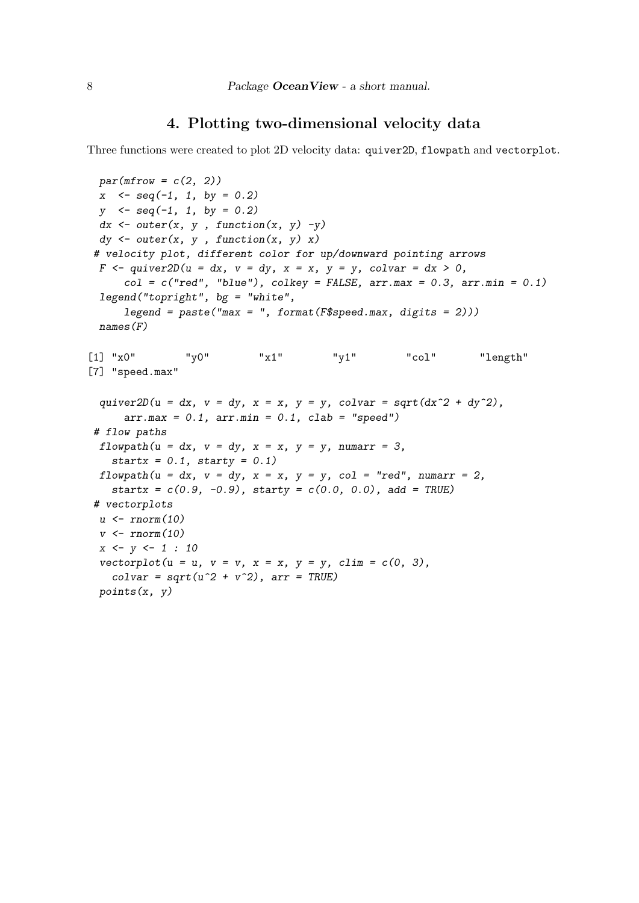# 4. Plotting two-dimensional velocity data

Three functions were created to plot 2D velocity data: `quiver2D`, `flowpath` and `vectorplot`.

```
 par(mfrow = c(2, 2))
 x  <- seq(-1, 1, by = 0.2)
 y  <- seq(-1, 1, by = 0.2)
 dx <- outer(x, y , function(x, y) -y)
 dy <- outer(x, y , function(x, y) x)
# velocity plot, different color for up/downward pointing arrows
 F <- quiver2D(u = dx, v = dy, x = x, y = y, colvar = dx > 0,
      col = c("red", "blue"), colkey = FALSE, arr.max = 0.3, arr.min = 0.1)
 legend("topright", bg = "white",
      legend = paste("max = ", format(F$speed.max, digits = 2)))
 names(F)
```

```
[1] "x0"        "y0"        "x1"        "y1"        "col"       "length"
[7] "speed.max"
```

```
 quiver2D(u = dx, v = dy, x = x, y = y, colvar = sqrt(dx^2 + dy^2),
      arr.max = 0.1, arr.min = 0.1, clab = "speed")
# flow paths
 flowpath(u = dx, v = dy, x = x, y = y, numarr = 3,
    startx = 0.1, starty = 0.1)
 flowpath(u = dx, v = dy, x = x, y = y, col = "red", numarr = 2,
    startx = c(0.9, -0.9), starty = c(0.0, 0.0), add = TRUE)
# vectorplots
 u <- rnorm(10)
 v <- rnorm(10)
 x <- y <- 1 : 10
 vectorplot(u = u, v = v, x = x, y = y, clim = c(0, 3),
    colvar = sqrt(u^2 + v^2), arr = TRUE)
 points(x, y)
```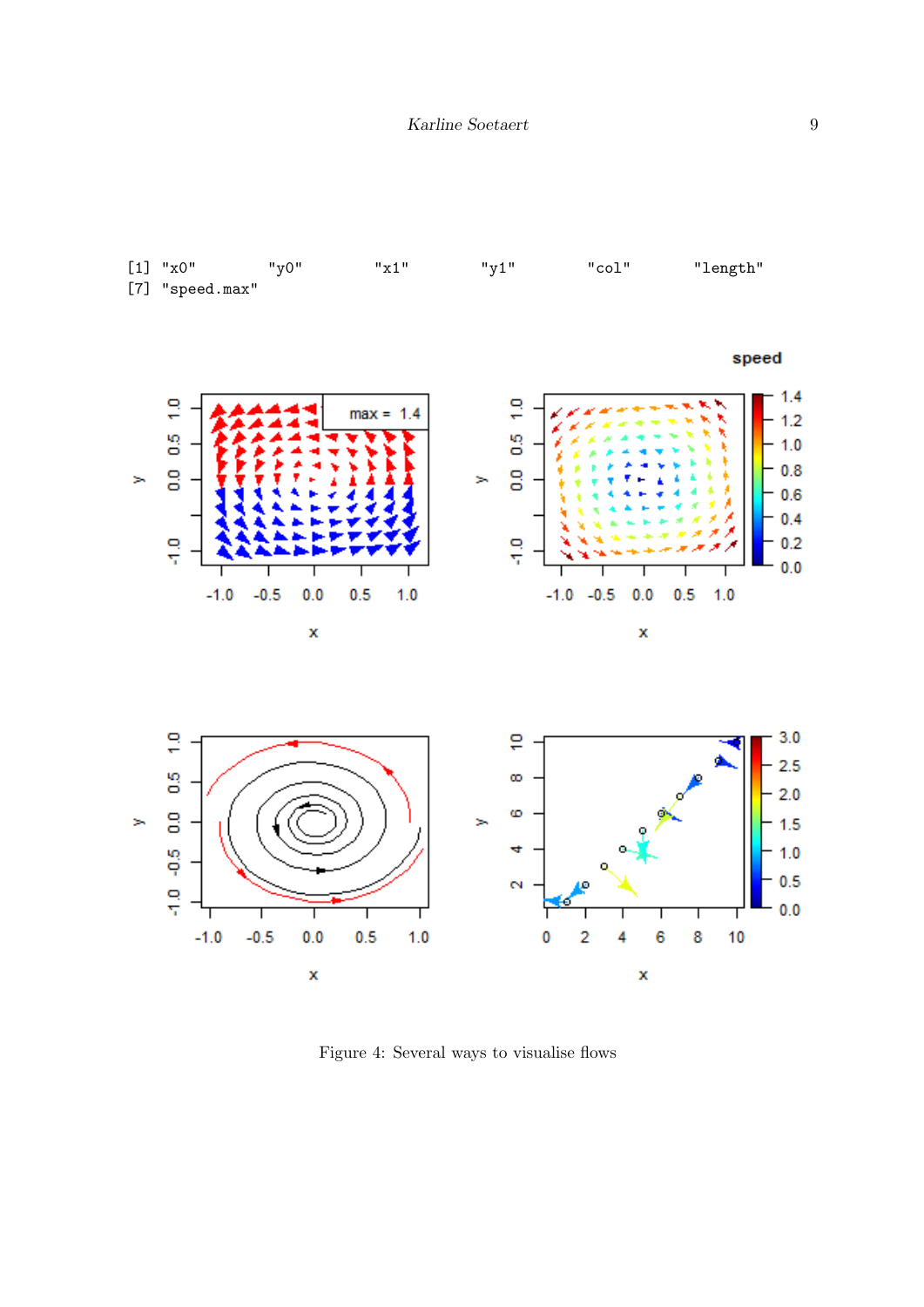```
[1] "x0"       "y0"       "x1"       "y1"       "col"      "length"
[7] "speed.max"
```

Figure 4: Several ways to visualise flows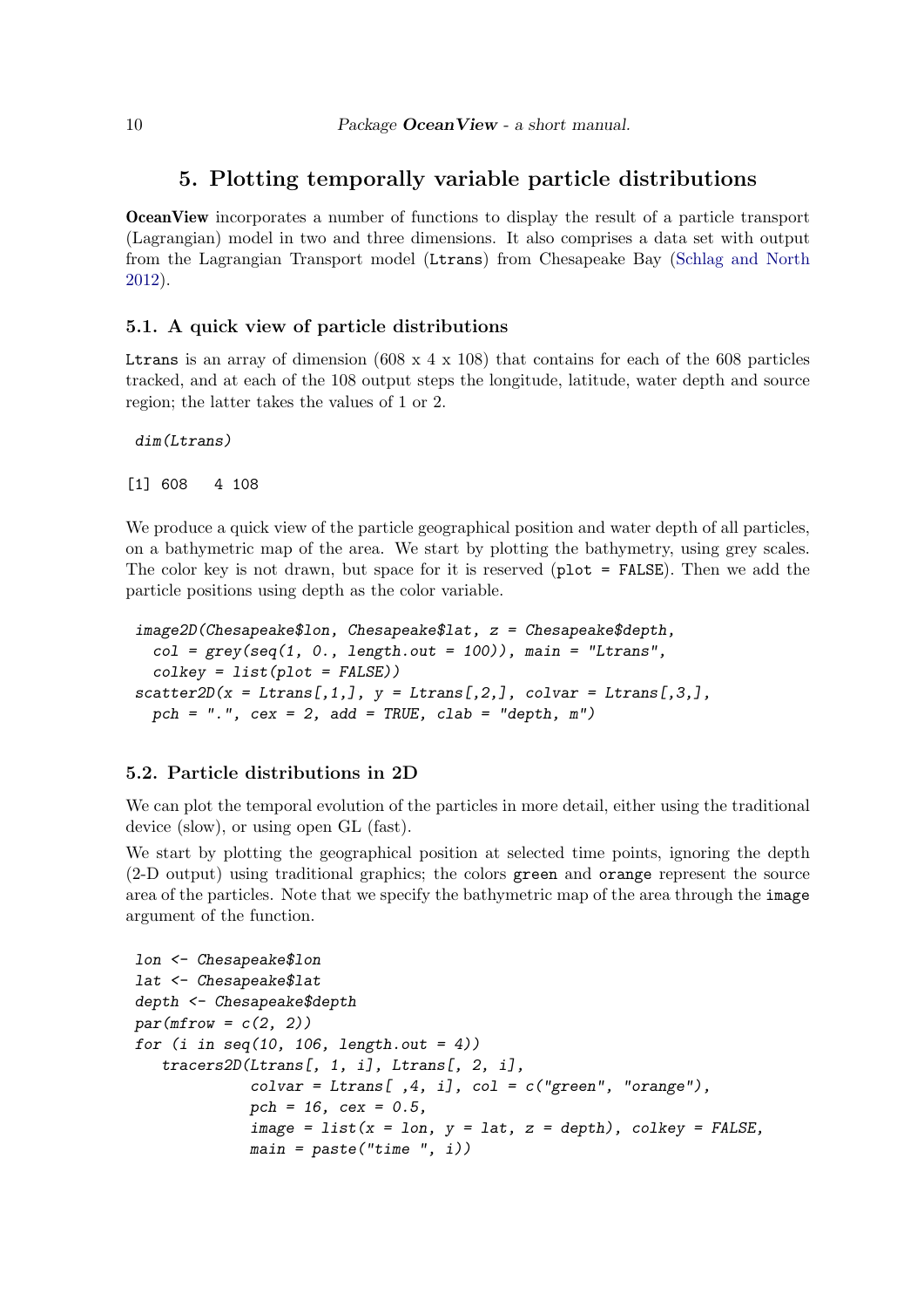## 5. Plotting temporally variable particle distributions

**OceanView** incorporates a number of functions to display the result of a particle transport (Lagrangian) model in two and three dimensions. It also comprises a data set with output from the Lagrangian Transport model (`Ltrans`) from Chesapeake Bay (Schlag and North 2012).

### 5.1. A quick view of particle distributions

`Ltrans` is an array of dimension (608 x 4 x 108) that contains for each of the 608 particles tracked, and at each of the 108 output steps the longitude, latitude, water depth and source region; the latter takes the values of 1 or 2.

```
dim(Ltrans)
```

```
[1] 608   4 108
```

We produce a quick view of the particle geographical position and water depth of all particles, on a bathymetric map of the area. We start by plotting the bathymetry, using grey scales. The color key is not drawn, but space for it is reserved (`plot = FALSE`). Then we add the particle positions using depth as the color variable.

```
image2D(Chesapeake$lon, Chesapeake$lat, z = Chesapeake$depth,
  col = grey(seq(1, 0., length.out = 100)), main = "Ltrans",
  colkey = list(plot = FALSE))
scatter2D(x = Ltrans[,1,], y = Ltrans[,2,], colvar = Ltrans[,3,],
  pch = ".", cex = 2, add = TRUE, clab = "depth, m")
```

### 5.2. Particle distributions in 2D

We can plot the temporal evolution of the particles in more detail, either using the traditional device (slow), or using open GL (fast).

We start by plotting the geographical position at selected time points, ignoring the depth (2-D output) using traditional graphics; the colors `green` and `orange` represent the source area of the particles. Note that we specify the bathymetric map of the area through the `image` argument of the function.

```
lon <- Chesapeake$lon
lat <- Chesapeake$lat
depth <- Chesapeake$depth
par(mfrow = c(2, 2))
for (i in seq(10, 106, length.out = 4))
   tracers2D(Ltrans[, 1, i], Ltrans[, 2, i],
             colvar = Ltrans[ ,4, i], col = c("green", "orange"),
             pch = 16, cex = 0.5,
             image = list(x = lon, y = lat, z = depth), colkey = FALSE,
             main = paste("time ", i))
```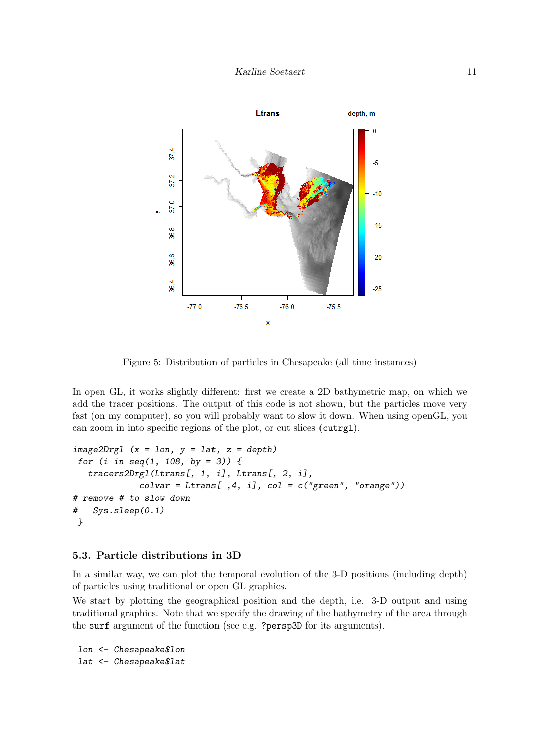Figure 5: Distribution of particles in Chesapeake (all time instances)

In open GL, it works slightly different: first we create a 2D bathymetric map, on which we add the tracer positions. The output of this code is not shown, but the particles move very fast (on my computer), so you will probably want to slow it down. When using openGL, you can zoom in into specific regions of the plot, or cut slices (`cutrgl`).

```
image2Drgl (x = lon, y = lat, z = depth)
 for (i in seq(1, 108, by = 3)) {
   tracers2Drgl(Ltrans[, 1, i], Ltrans[, 2, i],
              colvar = Ltrans[ ,4, i], col = c("green", "orange"))
# remove # to slow down
#   Sys.sleep(0.1)
 }
```

### 5.3. Particle distributions in 3D

In a similar way, we can plot the temporal evolution of the 3-D positions (including depth) of particles using traditional or open GL graphics.

We start by plotting the geographical position and the depth, i.e. 3-D output and using traditional graphics. Note that we specify the drawing of the bathymetry of the area through the `surf` argument of the function (see e.g. `?persp3D` for its arguments).

```
 lon <- Chesapeake$lon
 lat <- Chesapeake$lat
```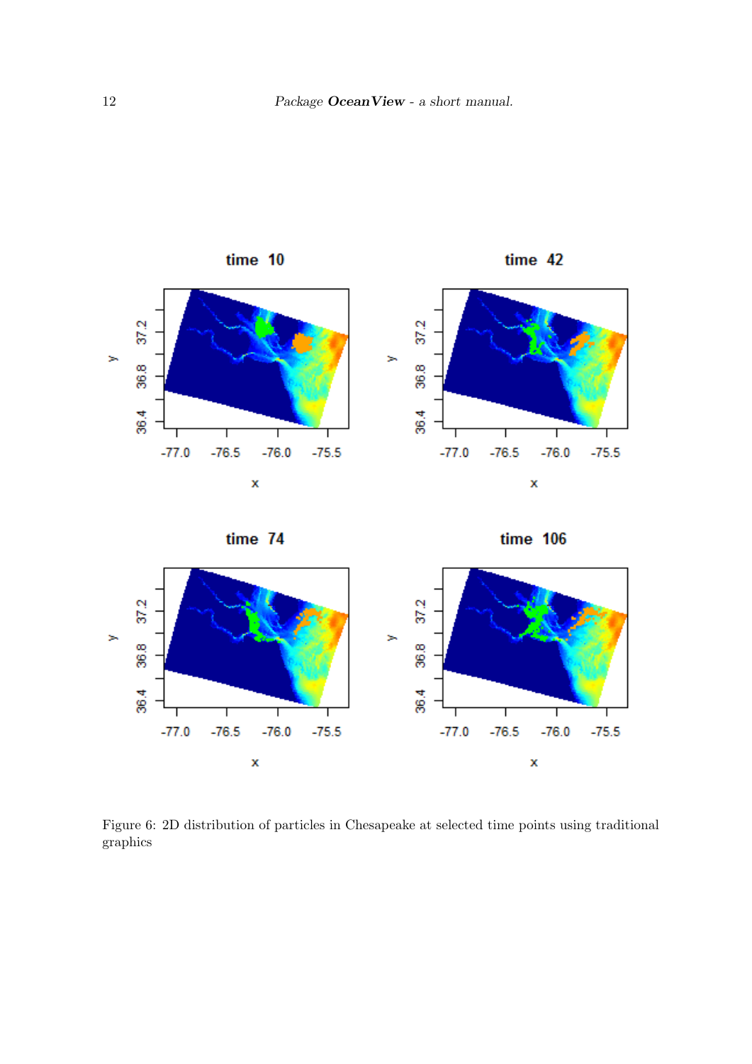Figure 6: 2D distribution of particles in Chesapeake at selected time points using traditional graphics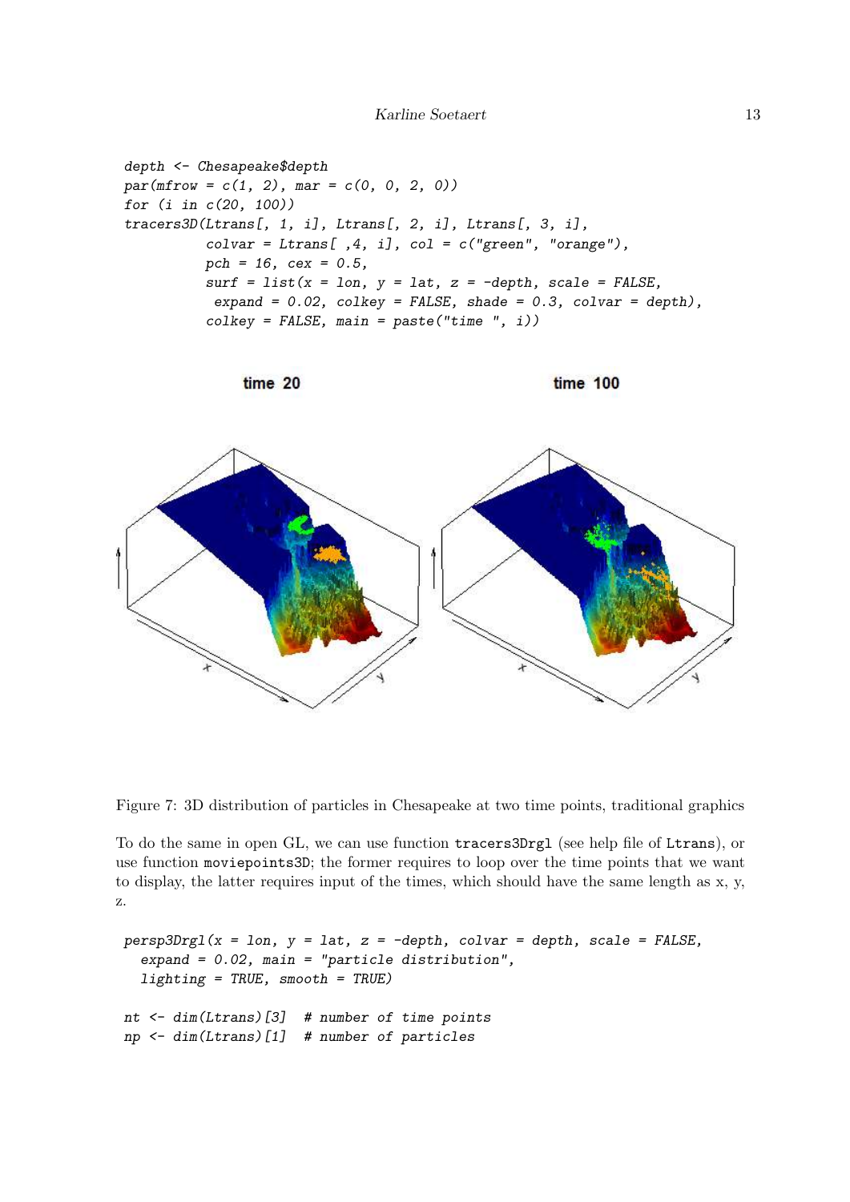```
depth <- Chesapeake$depth
par(mfrow = c(1, 2), mar = c(0, 0, 2, 0))
for (i in c(20, 100))
tracers3D(Ltrans[, 1, i], Ltrans[, 2, i], Ltrans[, 3, i],
          colvar = Ltrans[ ,4, i], col = c("green", "orange"),
          pch = 16, cex = 0.5,
          surf = list(x = lon, y = lat, z = -depth, scale = FALSE,
           expand = 0.02, colkey = FALSE, shade = 0.3, colvar = depth),
          colkey = FALSE, main = paste("time ", i))
```

Figure 7: 3D distribution of particles in Chesapeake at two time points, traditional graphics

To do the same in open GL, we can use function `tracers3Drgl` (see help file of `Ltrans`), or use function `moviepoints3D`; the former requires to loop over the time points that we want to display, the latter requires input of the times, which should have the same length as x, y, z.

```
persp3Drgl(x = lon, y = lat, z = -depth, colvar = depth, scale = FALSE,
  expand = 0.02, main = "particle distribution",
  lighting = TRUE, smooth = TRUE)

nt <- dim(Ltrans)[3]  # number of time points
np <- dim(Ltrans)[1]  # number of particles
```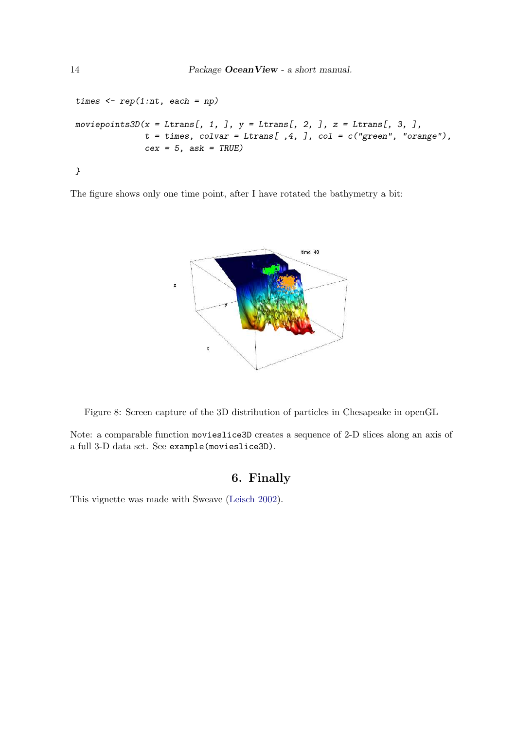```
times <- rep(1:nt, each = np)

moviepoints3D(x = Ltrans[, 1, ], y = Ltrans[, 2, ], z = Ltrans[, 3, ],
              t = times, colvar = Ltrans[ ,4, ], col = c("green", "orange"),
              cex = 5, ask = TRUE)

}
```

The figure shows only one time point, after I have rotated the bathymetry a bit:

Figure 8: Screen capture of the 3D distribution of particles in Chesapeake in openGL

Note: a comparable function `movieslice3D` creates a sequence of 2-D slices along an axis of a full 3-D data set. See `example(movieslice3D)`.

## 6. Finally

This vignette was made with Sweave (Leisch 2002).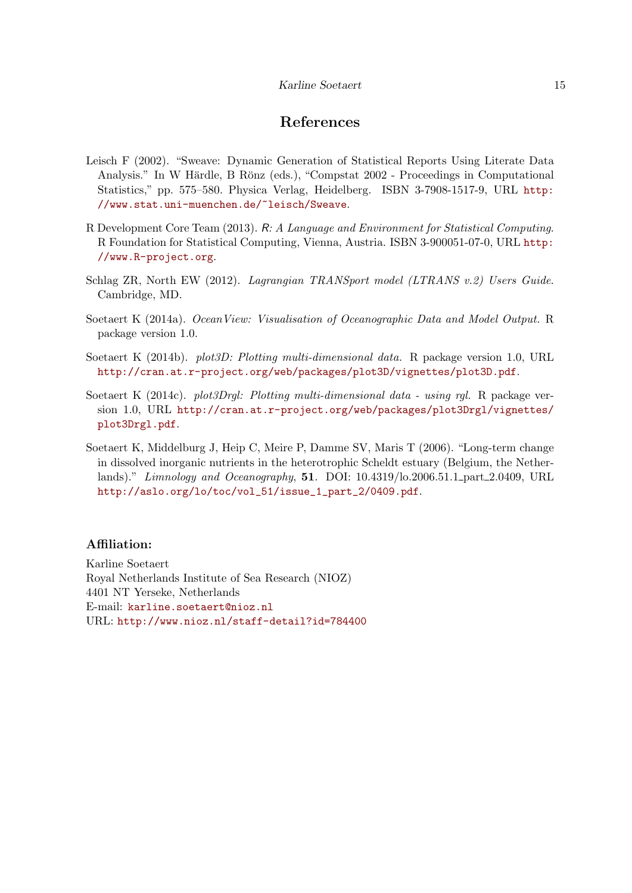# References

Leisch F (2002). "Sweave: Dynamic Generation of Statistical Reports Using Literate Data Analysis." In W Härdle, B Rönz (eds.), "Compstat 2002 - Proceedings in Computational Statistics," pp. 575–580. Physica Verlag, Heidelberg. ISBN 3-7908-1517-9, URL http://www.stat.uni-muenchen.de/~leisch/Sweave.

R Development Core Team (2013). *R: A Language and Environment for Statistical Computing*. R Foundation for Statistical Computing, Vienna, Austria. ISBN 3-900051-07-0, URL http://www.R-project.org.

Schlag ZR, North EW (2012). *Lagrangian TRANSport model (LTRANS v.2) Users Guide*. Cambridge, MD.

Soetaert K (2014a). *OceanView: Visualisation of Oceanographic Data and Model Output.* R package version 1.0.

Soetaert K (2014b). *plot3D: Plotting multi-dimensional data.* R package version 1.0, URL http://cran.at.r-project.org/web/packages/plot3D/vignettes/plot3D.pdf.

Soetaert K (2014c). *plot3Drgl: Plotting multi-dimensional data - using rgl.* R package version 1.0, URL http://cran.at.r-project.org/web/packages/plot3Drgl/vignettes/plot3Drgl.pdf.

Soetaert K, Middelburg J, Heip C, Meire P, Damme SV, Maris T (2006). "Long-term change in dissolved inorganic nutrients in the heterotrophic Scheldt estuary (Belgium, the Netherlands)." *Limnology and Oceanography*, **51**. DOI: 10.4319/lo.2006.51.1_part_2.0409, URL http://aslo.org/lo/toc/vol_51/issue_1_part_2/0409.pdf.

### Affiliation:

Karline Soetaert
Royal Netherlands Institute of Sea Research (NIOZ)
4401 NT Yerseke, Netherlands
E-mail: karline.soetaert@nioz.nl
URL: http://www.nioz.nl/staff-detail?id=784400